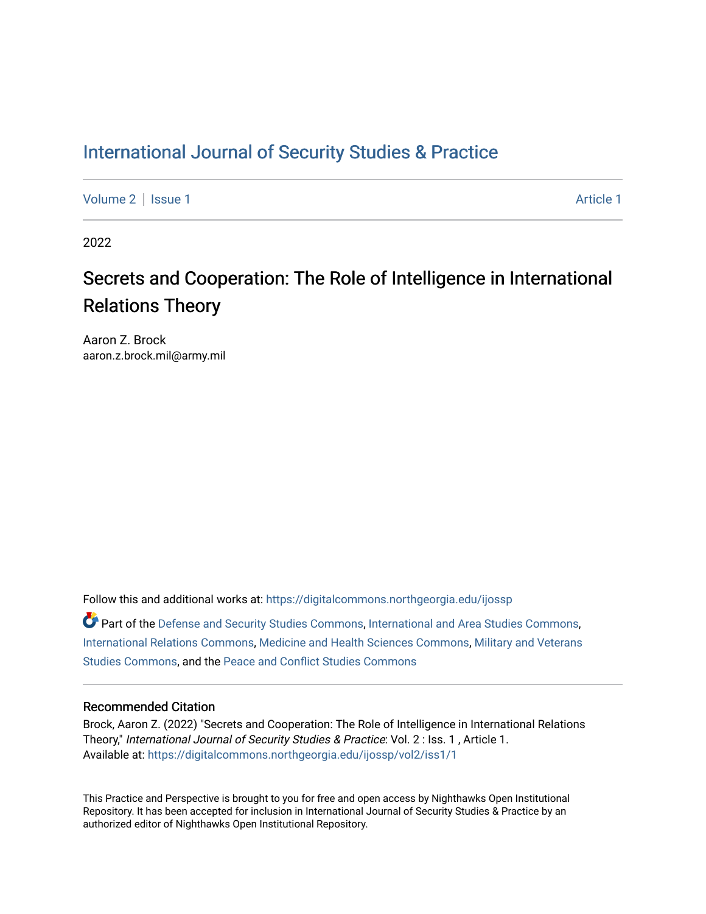# International Journal of Security Studies & Practice

Volume 2 | Issue 1 Article 1

2022

## Secrets and Cooperation: The Role of Intelligence in International Relations Theory

Aaron Z. Brock
aaron.z.brock.mil@army.mil

Follow this and additional works at: https://digitalcommons.northgeorgia.edu/ijossp

Part of the Defense and Security Studies Commons, International and Area Studies Commons, International Relations Commons, Medicine and Health Sciences Commons, Military and Veterans Studies Commons, and the Peace and Conflict Studies Commons

### Recommended Citation

Brock, Aaron Z. (2022) "Secrets and Cooperation: The Role of Intelligence in International Relations Theory," *International Journal of Security Studies & Practice*: Vol. 2 : Iss. 1 , Article 1.
Available at: https://digitalcommons.northgeorgia.edu/ijossp/vol2/iss1/1

This Practice and Perspective is brought to you for free and open access by Nighthawks Open Institutional Repository. It has been accepted for inclusion in International Journal of Security Studies & Practice by an authorized editor of Nighthawks Open Institutional Repository.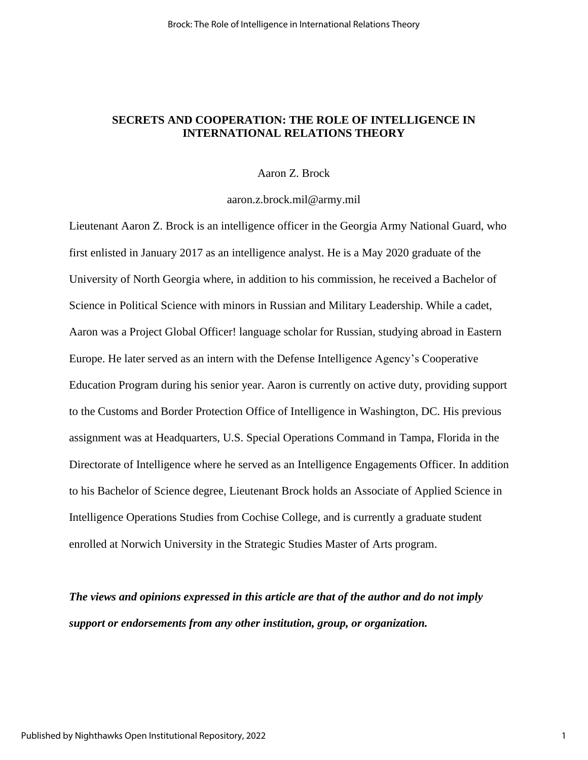# SECRETS AND COOPERATION: THE ROLE OF INTELLIGENCE IN INTERNATIONAL RELATIONS THEORY

Aaron Z. Brock

aaron.z.brock.mil@army.mil

Lieutenant Aaron Z. Brock is an intelligence officer in the Georgia Army National Guard, who first enlisted in January 2017 as an intelligence analyst. He is a May 2020 graduate of the University of North Georgia where, in addition to his commission, he received a Bachelor of Science in Political Science with minors in Russian and Military Leadership. While a cadet, Aaron was a Project Global Officer! language scholar for Russian, studying abroad in Eastern Europe. He later served as an intern with the Defense Intelligence Agency's Cooperative Education Program during his senior year. Aaron is currently on active duty, providing support to the Customs and Border Protection Office of Intelligence in Washington, DC. His previous assignment was at Headquarters, U.S. Special Operations Command in Tampa, Florida in the Directorate of Intelligence where he served as an Intelligence Engagements Officer. In addition to his Bachelor of Science degree, Lieutenant Brock holds an Associate of Applied Science in Intelligence Operations Studies from Cochise College, and is currently a graduate student enrolled at Norwich University in the Strategic Studies Master of Arts program.

***The views and opinions expressed in this article are that of the author and do not imply support or endorsements from any other institution, group, or organization.***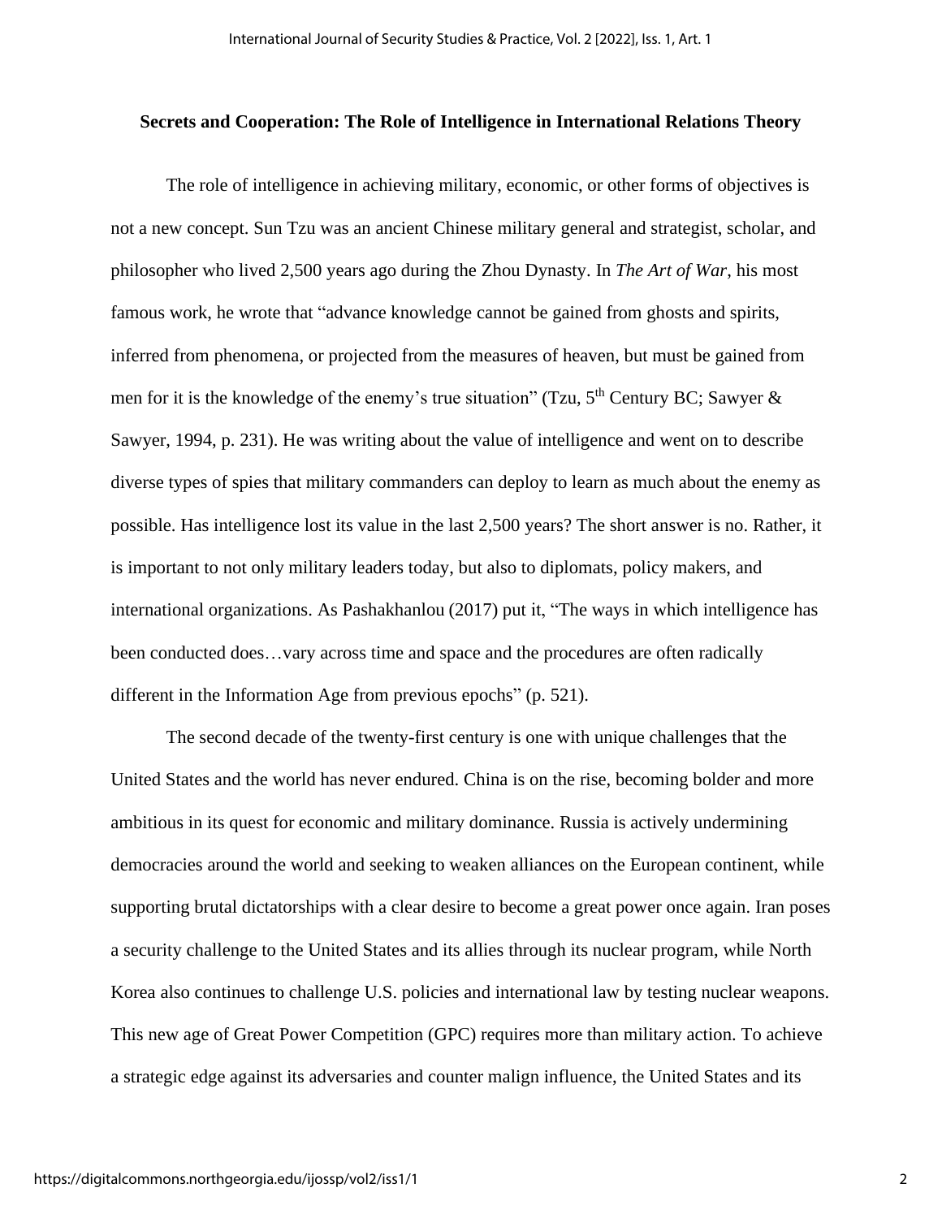**Secrets and Cooperation: The Role of Intelligence in International Relations Theory**

The role of intelligence in achieving military, economic, or other forms of objectives is not a new concept. Sun Tzu was an ancient Chinese military general and strategist, scholar, and philosopher who lived 2,500 years ago during the Zhou Dynasty. In *The Art of War*, his most famous work, he wrote that "advance knowledge cannot be gained from ghosts and spirits, inferred from phenomena, or projected from the measures of heaven, but must be gained from men for it is the knowledge of the enemy's true situation" (Tzu, 5th Century BC; Sawyer & Sawyer, 1994, p. 231). He was writing about the value of intelligence and went on to describe diverse types of spies that military commanders can deploy to learn as much about the enemy as possible. Has intelligence lost its value in the last 2,500 years? The short answer is no. Rather, it is important to not only military leaders today, but also to diplomats, policy makers, and international organizations. As Pashakhanlou (2017) put it, "The ways in which intelligence has been conducted does…vary across time and space and the procedures are often radically different in the Information Age from previous epochs" (p. 521).

The second decade of the twenty-first century is one with unique challenges that the United States and the world has never endured. China is on the rise, becoming bolder and more ambitious in its quest for economic and military dominance. Russia is actively undermining democracies around the world and seeking to weaken alliances on the European continent, while supporting brutal dictatorships with a clear desire to become a great power once again. Iran poses a security challenge to the United States and its allies through its nuclear program, while North Korea also continues to challenge U.S. policies and international law by testing nuclear weapons. This new age of Great Power Competition (GPC) requires more than military action. To achieve a strategic edge against its adversaries and counter malign influence, the United States and its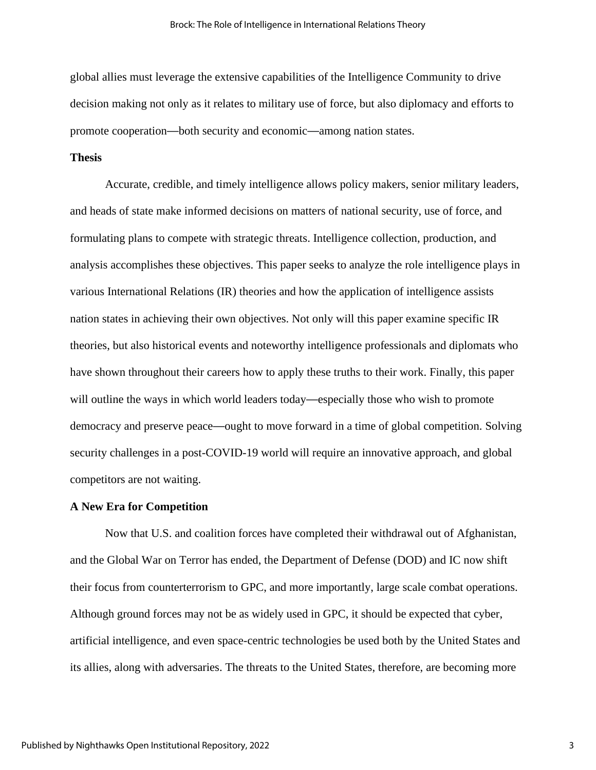global allies must leverage the extensive capabilities of the Intelligence Community to drive decision making not only as it relates to military use of force, but also diplomacy and efforts to promote cooperation—both security and economic—among nation states.

**Thesis**

Accurate, credible, and timely intelligence allows policy makers, senior military leaders, and heads of state make informed decisions on matters of national security, use of force, and formulating plans to compete with strategic threats. Intelligence collection, production, and analysis accomplishes these objectives. This paper seeks to analyze the role intelligence plays in various International Relations (IR) theories and how the application of intelligence assists nation states in achieving their own objectives. Not only will this paper examine specific IR theories, but also historical events and noteworthy intelligence professionals and diplomats who have shown throughout their careers how to apply these truths to their work. Finally, this paper will outline the ways in which world leaders today—especially those who wish to promote democracy and preserve peace—ought to move forward in a time of global competition. Solving security challenges in a post-COVID-19 world will require an innovative approach, and global competitors are not waiting.

**A New Era for Competition**

Now that U.S. and coalition forces have completed their withdrawal out of Afghanistan, and the Global War on Terror has ended, the Department of Defense (DOD) and IC now shift their focus from counterterrorism to GPC, and more importantly, large scale combat operations. Although ground forces may not be as widely used in GPC, it should be expected that cyber, artificial intelligence, and even space-centric technologies be used both by the United States and its allies, along with adversaries. The threats to the United States, therefore, are becoming more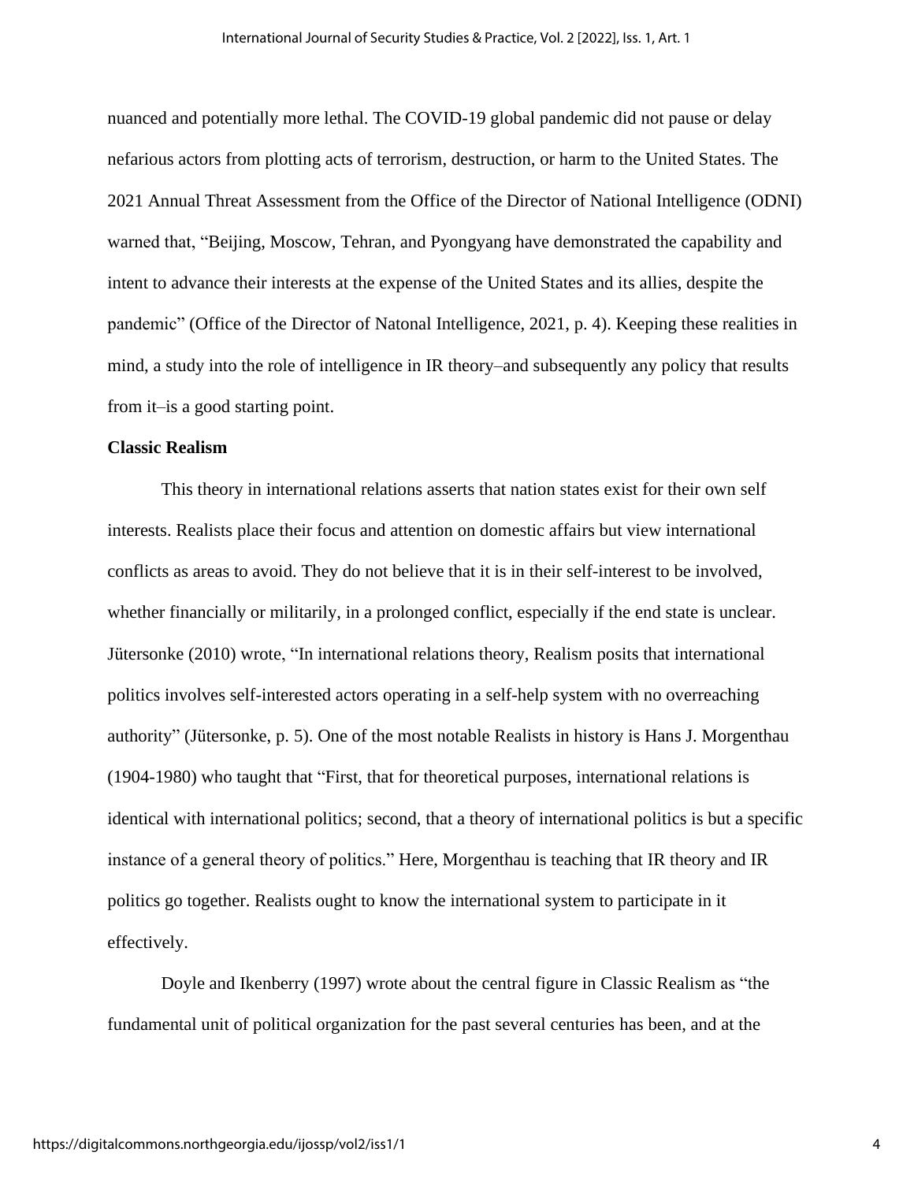nuanced and potentially more lethal. The COVID-19 global pandemic did not pause or delay nefarious actors from plotting acts of terrorism, destruction, or harm to the United States. The 2021 Annual Threat Assessment from the Office of the Director of National Intelligence (ODNI) warned that, "Beijing, Moscow, Tehran, and Pyongyang have demonstrated the capability and intent to advance their interests at the expense of the United States and its allies, despite the pandemic" (Office of the Director of Natonal Intelligence, 2021, p. 4). Keeping these realities in mind, a study into the role of intelligence in IR theory–and subsequently any policy that results from it–is a good starting point.

**Classic Realism**

This theory in international relations asserts that nation states exist for their own self interests. Realists place their focus and attention on domestic affairs but view international conflicts as areas to avoid. They do not believe that it is in their self-interest to be involved, whether financially or militarily, in a prolonged conflict, especially if the end state is unclear. Jütersonke (2010) wrote, "In international relations theory, Realism posits that international politics involves self-interested actors operating in a self-help system with no overreaching authority" (Jütersonke, p. 5). One of the most notable Realists in history is Hans J. Morgenthau (1904-1980) who taught that "First, that for theoretical purposes, international relations is identical with international politics; second, that a theory of international politics is but a specific instance of a general theory of politics." Here, Morgenthau is teaching that IR theory and IR politics go together. Realists ought to know the international system to participate in it effectively.

Doyle and Ikenberry (1997) wrote about the central figure in Classic Realism as "the fundamental unit of political organization for the past several centuries has been, and at the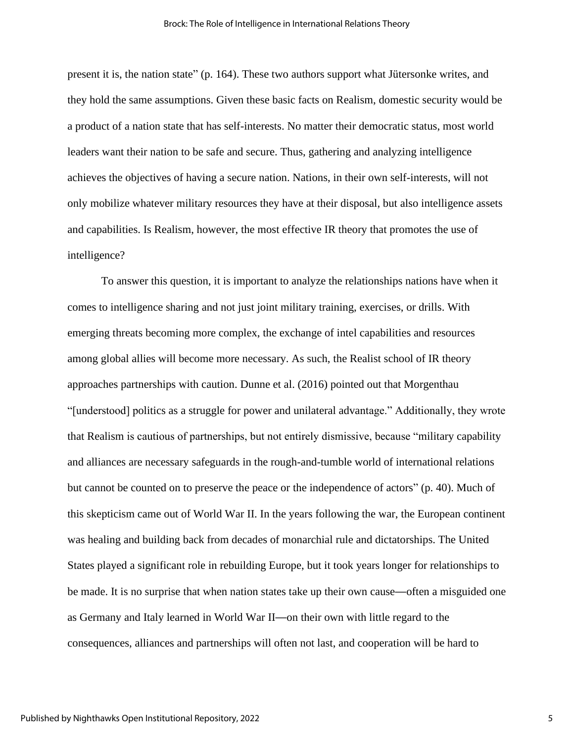present it is, the nation state" (p. 164). These two authors support what Jütersonke writes, and they hold the same assumptions. Given these basic facts on Realism, domestic security would be a product of a nation state that has self-interests. No matter their democratic status, most world leaders want their nation to be safe and secure. Thus, gathering and analyzing intelligence achieves the objectives of having a secure nation. Nations, in their own self-interests, will not only mobilize whatever military resources they have at their disposal, but also intelligence assets and capabilities. Is Realism, however, the most effective IR theory that promotes the use of intelligence?

To answer this question, it is important to analyze the relationships nations have when it comes to intelligence sharing and not just joint military training, exercises, or drills. With emerging threats becoming more complex, the exchange of intel capabilities and resources among global allies will become more necessary. As such, the Realist school of IR theory approaches partnerships with caution. Dunne et al. (2016) pointed out that Morgenthau "[understood] politics as a struggle for power and unilateral advantage." Additionally, they wrote that Realism is cautious of partnerships, but not entirely dismissive, because "military capability and alliances are necessary safeguards in the rough-and-tumble world of international relations but cannot be counted on to preserve the peace or the independence of actors" (p. 40). Much of this skepticism came out of World War II. In the years following the war, the European continent was healing and building back from decades of monarchial rule and dictatorships. The United States played a significant role in rebuilding Europe, but it took years longer for relationships to be made. It is no surprise that when nation states take up their own cause—often a misguided one as Germany and Italy learned in World War II—on their own with little regard to the consequences, alliances and partnerships will often not last, and cooperation will be hard to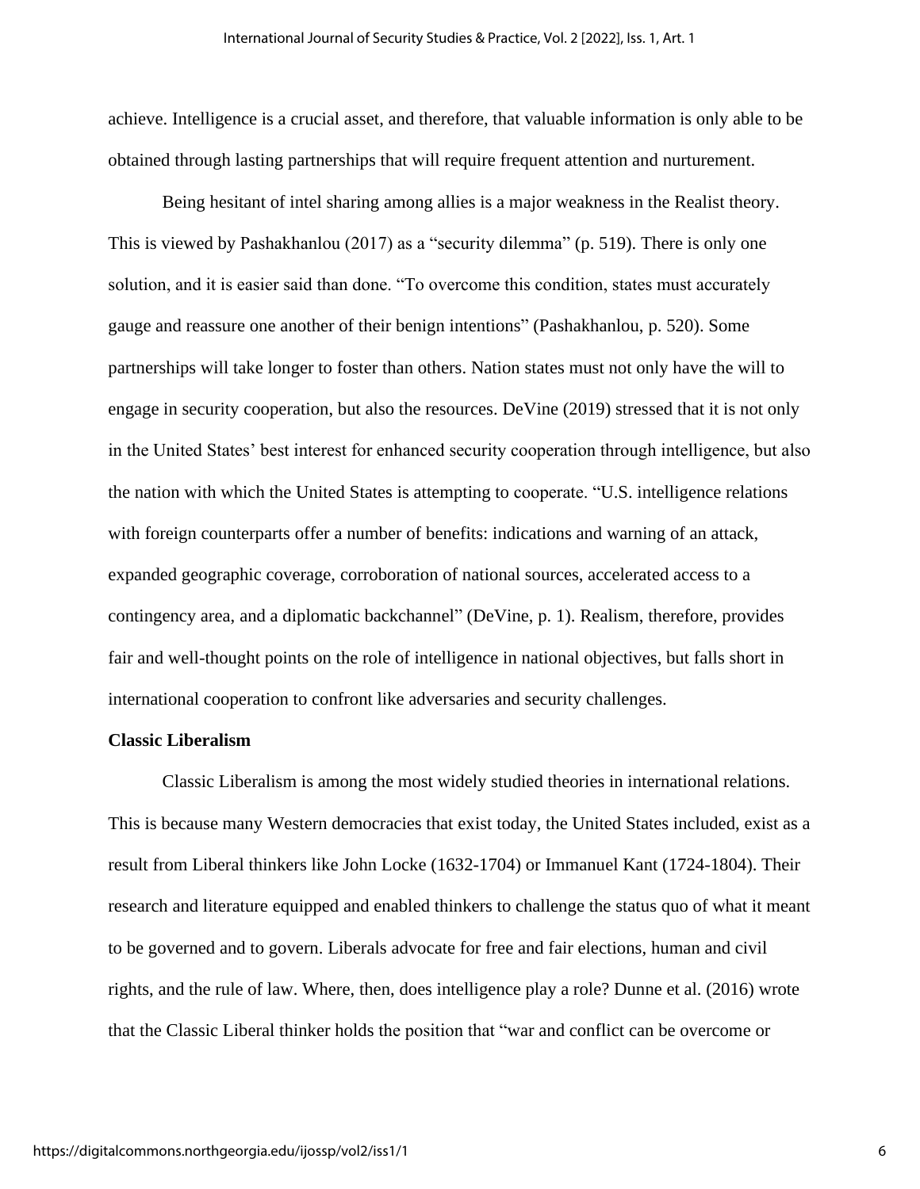achieve. Intelligence is a crucial asset, and therefore, that valuable information is only able to be obtained through lasting partnerships that will require frequent attention and nurturement.

Being hesitant of intel sharing among allies is a major weakness in the Realist theory. This is viewed by Pashakhanlou (2017) as a "security dilemma" (p. 519). There is only one solution, and it is easier said than done. "To overcome this condition, states must accurately gauge and reassure one another of their benign intentions" (Pashakhanlou, p. 520). Some partnerships will take longer to foster than others. Nation states must not only have the will to engage in security cooperation, but also the resources. DeVine (2019) stressed that it is not only in the United States' best interest for enhanced security cooperation through intelligence, but also the nation with which the United States is attempting to cooperate. "U.S. intelligence relations with foreign counterparts offer a number of benefits: indications and warning of an attack, expanded geographic coverage, corroboration of national sources, accelerated access to a contingency area, and a diplomatic backchannel" (DeVine, p. 1). Realism, therefore, provides fair and well-thought points on the role of intelligence in national objectives, but falls short in international cooperation to confront like adversaries and security challenges.

**Classic Liberalism**

Classic Liberalism is among the most widely studied theories in international relations. This is because many Western democracies that exist today, the United States included, exist as a result from Liberal thinkers like John Locke (1632-1704) or Immanuel Kant (1724-1804). Their research and literature equipped and enabled thinkers to challenge the status quo of what it meant to be governed and to govern. Liberals advocate for free and fair elections, human and civil rights, and the rule of law. Where, then, does intelligence play a role? Dunne et al. (2016) wrote that the Classic Liberal thinker holds the position that "war and conflict can be overcome or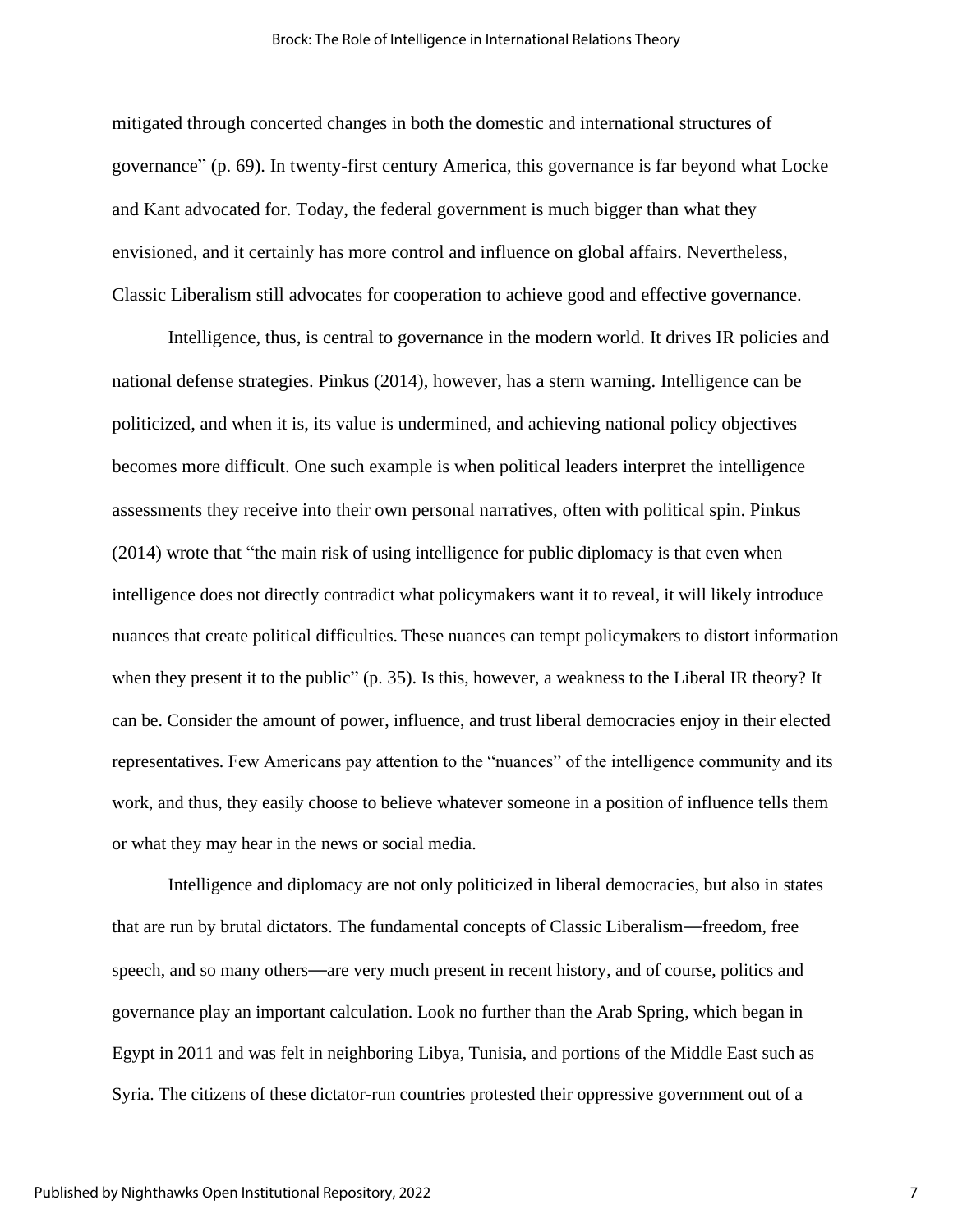mitigated through concerted changes in both the domestic and international structures of governance" (p. 69). In twenty-first century America, this governance is far beyond what Locke and Kant advocated for. Today, the federal government is much bigger than what they envisioned, and it certainly has more control and influence on global affairs. Nevertheless, Classic Liberalism still advocates for cooperation to achieve good and effective governance.

Intelligence, thus, is central to governance in the modern world. It drives IR policies and national defense strategies. Pinkus (2014), however, has a stern warning. Intelligence can be politicized, and when it is, its value is undermined, and achieving national policy objectives becomes more difficult. One such example is when political leaders interpret the intelligence assessments they receive into their own personal narratives, often with political spin. Pinkus (2014) wrote that "the main risk of using intelligence for public diplomacy is that even when intelligence does not directly contradict what policymakers want it to reveal, it will likely introduce nuances that create political difficulties. These nuances can tempt policymakers to distort information when they present it to the public" (p. 35). Is this, however, a weakness to the Liberal IR theory? It can be. Consider the amount of power, influence, and trust liberal democracies enjoy in their elected representatives. Few Americans pay attention to the "nuances" of the intelligence community and its work, and thus, they easily choose to believe whatever someone in a position of influence tells them or what they may hear in the news or social media.

Intelligence and diplomacy are not only politicized in liberal democracies, but also in states that are run by brutal dictators. The fundamental concepts of Classic Liberalism—freedom, free speech, and so many others—are very much present in recent history, and of course, politics and governance play an important calculation. Look no further than the Arab Spring, which began in Egypt in 2011 and was felt in neighboring Libya, Tunisia, and portions of the Middle East such as Syria. The citizens of these dictator-run countries protested their oppressive government out of a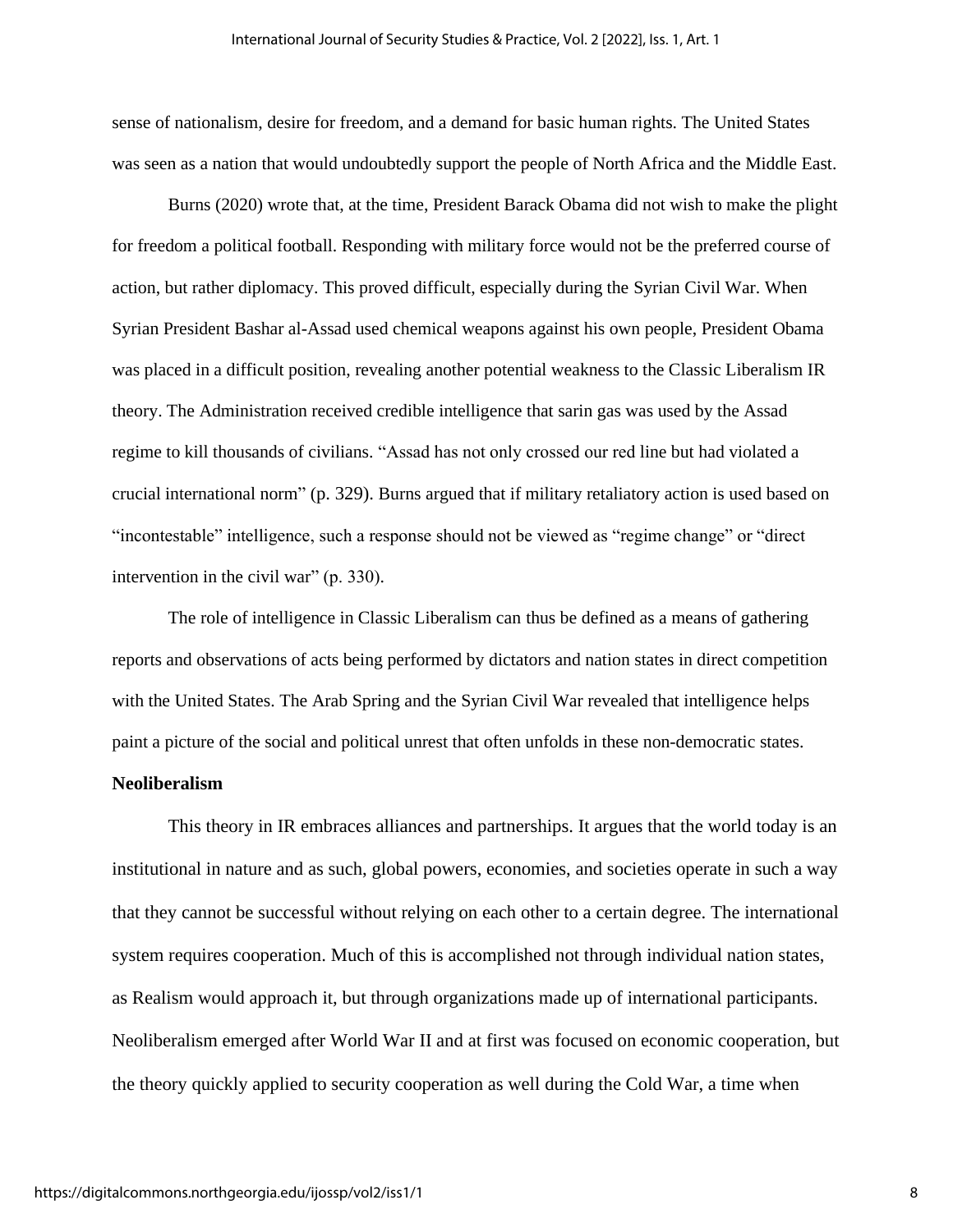sense of nationalism, desire for freedom, and a demand for basic human rights. The United States was seen as a nation that would undoubtedly support the people of North Africa and the Middle East.

Burns (2020) wrote that, at the time, President Barack Obama did not wish to make the plight for freedom a political football. Responding with military force would not be the preferred course of action, but rather diplomacy. This proved difficult, especially during the Syrian Civil War. When Syrian President Bashar al-Assad used chemical weapons against his own people, President Obama was placed in a difficult position, revealing another potential weakness to the Classic Liberalism IR theory. The Administration received credible intelligence that sarin gas was used by the Assad regime to kill thousands of civilians. "Assad has not only crossed our red line but had violated a crucial international norm" (p. 329). Burns argued that if military retaliatory action is used based on "incontestable" intelligence, such a response should not be viewed as "regime change" or "direct intervention in the civil war" (p. 330).

The role of intelligence in Classic Liberalism can thus be defined as a means of gathering reports and observations of acts being performed by dictators and nation states in direct competition with the United States. The Arab Spring and the Syrian Civil War revealed that intelligence helps paint a picture of the social and political unrest that often unfolds in these non-democratic states.

**Neoliberalism**

This theory in IR embraces alliances and partnerships. It argues that the world today is an institutional in nature and as such, global powers, economies, and societies operate in such a way that they cannot be successful without relying on each other to a certain degree. The international system requires cooperation. Much of this is accomplished not through individual nation states, as Realism would approach it, but through organizations made up of international participants. Neoliberalism emerged after World War II and at first was focused on economic cooperation, but the theory quickly applied to security cooperation as well during the Cold War, a time when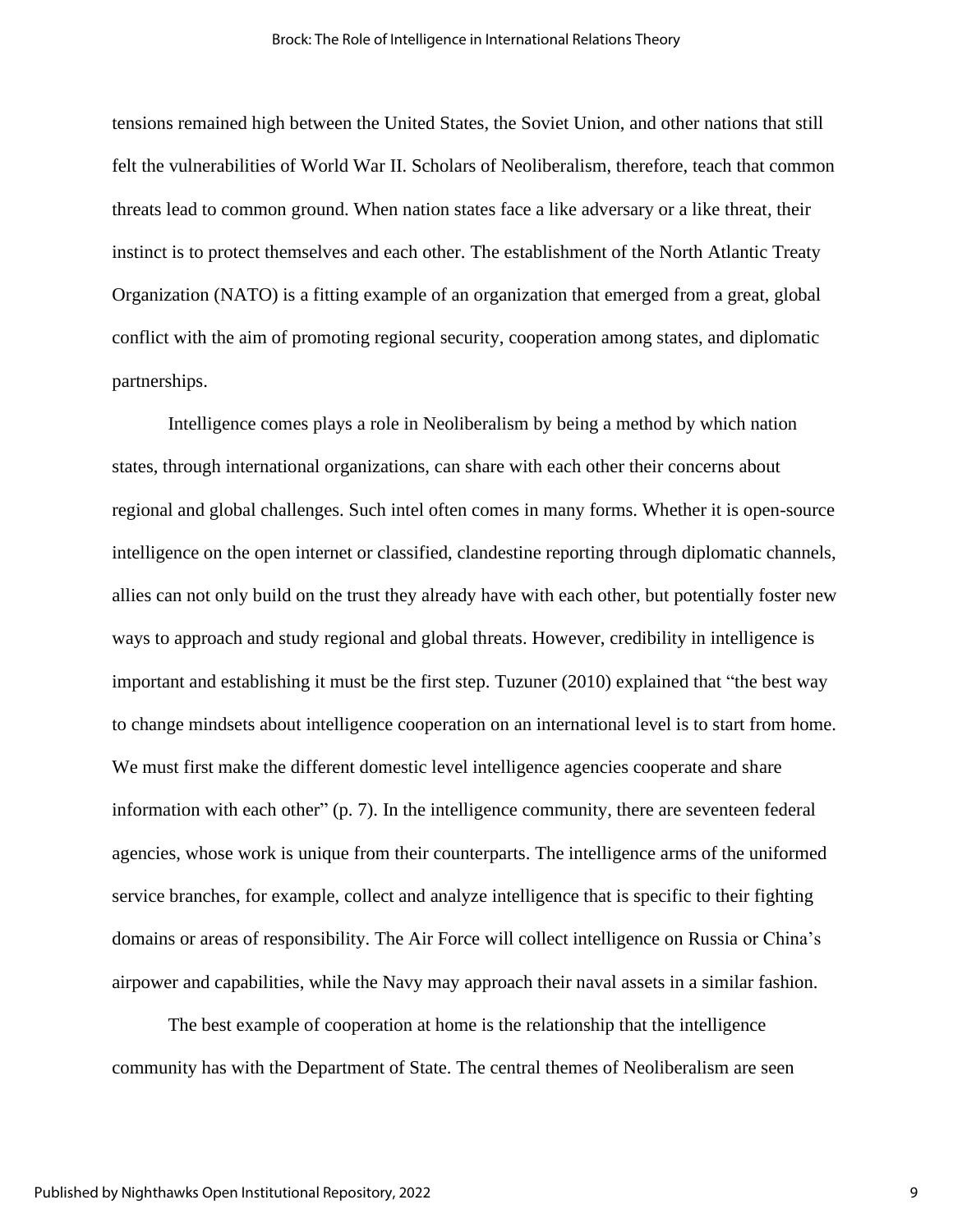tensions remained high between the United States, the Soviet Union, and other nations that still felt the vulnerabilities of World War II. Scholars of Neoliberalism, therefore, teach that common threats lead to common ground. When nation states face a like adversary or a like threat, their instinct is to protect themselves and each other. The establishment of the North Atlantic Treaty Organization (NATO) is a fitting example of an organization that emerged from a great, global conflict with the aim of promoting regional security, cooperation among states, and diplomatic partnerships.

Intelligence comes plays a role in Neoliberalism by being a method by which nation states, through international organizations, can share with each other their concerns about regional and global challenges. Such intel often comes in many forms. Whether it is open-source intelligence on the open internet or classified, clandestine reporting through diplomatic channels, allies can not only build on the trust they already have with each other, but potentially foster new ways to approach and study regional and global threats. However, credibility in intelligence is important and establishing it must be the first step. Tuzuner (2010) explained that "the best way to change mindsets about intelligence cooperation on an international level is to start from home. We must first make the different domestic level intelligence agencies cooperate and share information with each other" (p. 7). In the intelligence community, there are seventeen federal agencies, whose work is unique from their counterparts. The intelligence arms of the uniformed service branches, for example, collect and analyze intelligence that is specific to their fighting domains or areas of responsibility. The Air Force will collect intelligence on Russia or China's airpower and capabilities, while the Navy may approach their naval assets in a similar fashion.

The best example of cooperation at home is the relationship that the intelligence community has with the Department of State. The central themes of Neoliberalism are seen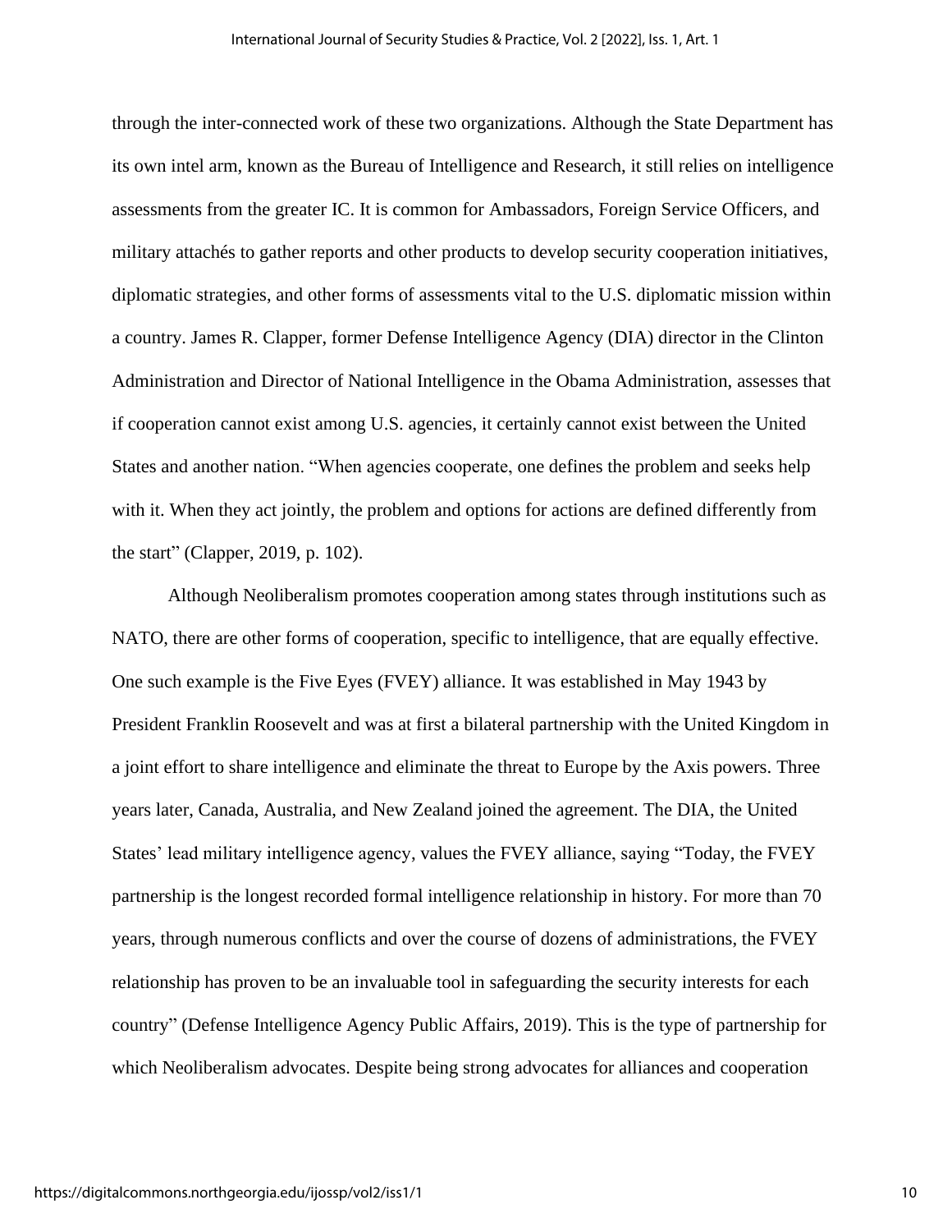through the inter-connected work of these two organizations. Although the State Department has its own intel arm, known as the Bureau of Intelligence and Research, it still relies on intelligence assessments from the greater IC. It is common for Ambassadors, Foreign Service Officers, and military attachés to gather reports and other products to develop security cooperation initiatives, diplomatic strategies, and other forms of assessments vital to the U.S. diplomatic mission within a country. James R. Clapper, former Defense Intelligence Agency (DIA) director in the Clinton Administration and Director of National Intelligence in the Obama Administration, assesses that if cooperation cannot exist among U.S. agencies, it certainly cannot exist between the United States and another nation. "When agencies cooperate, one defines the problem and seeks help with it. When they act jointly, the problem and options for actions are defined differently from the start" (Clapper, 2019, p. 102).

Although Neoliberalism promotes cooperation among states through institutions such as NATO, there are other forms of cooperation, specific to intelligence, that are equally effective. One such example is the Five Eyes (FVEY) alliance. It was established in May 1943 by President Franklin Roosevelt and was at first a bilateral partnership with the United Kingdom in a joint effort to share intelligence and eliminate the threat to Europe by the Axis powers. Three years later, Canada, Australia, and New Zealand joined the agreement. The DIA, the United States' lead military intelligence agency, values the FVEY alliance, saying "Today, the FVEY partnership is the longest recorded formal intelligence relationship in history. For more than 70 years, through numerous conflicts and over the course of dozens of administrations, the FVEY relationship has proven to be an invaluable tool in safeguarding the security interests for each country" (Defense Intelligence Agency Public Affairs, 2019). This is the type of partnership for which Neoliberalism advocates. Despite being strong advocates for alliances and cooperation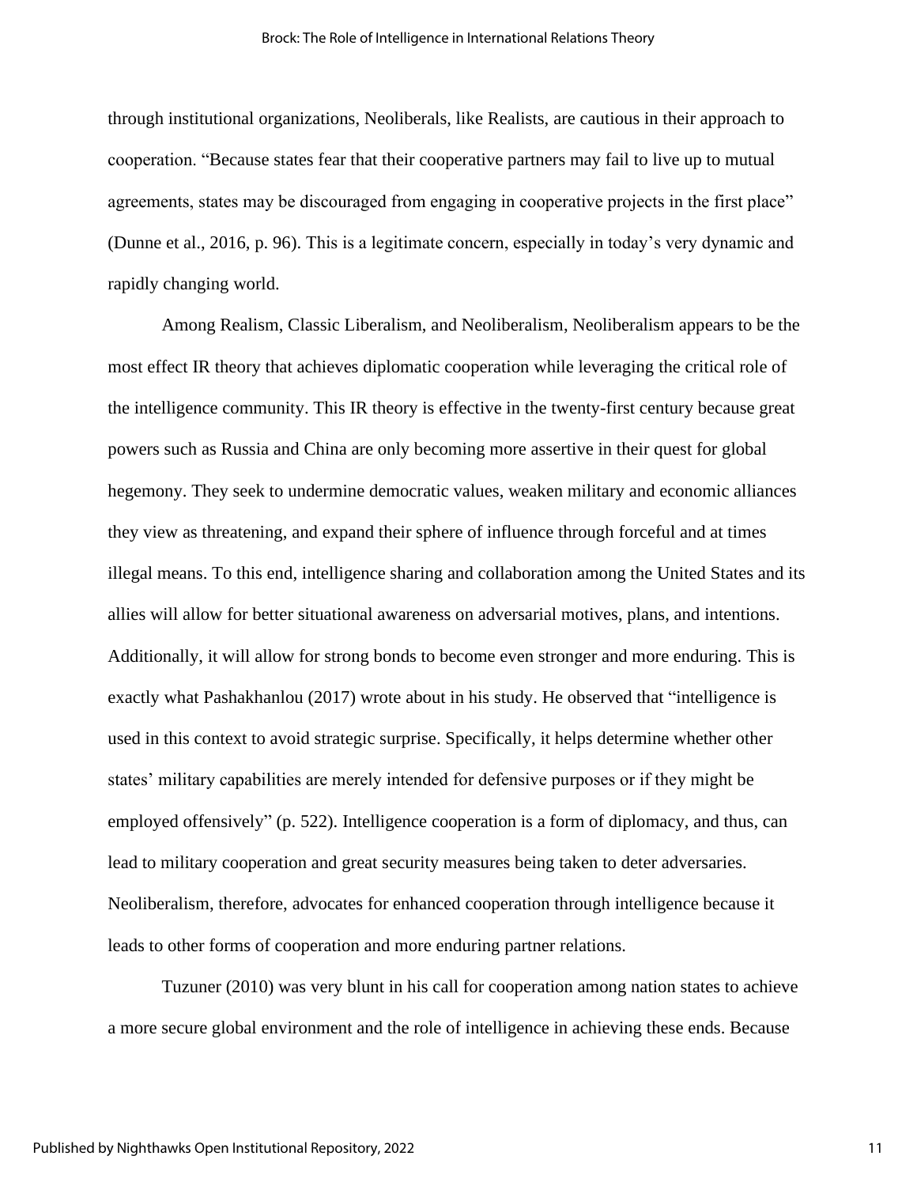through institutional organizations, Neoliberals, like Realists, are cautious in their approach to cooperation. "Because states fear that their cooperative partners may fail to live up to mutual agreements, states may be discouraged from engaging in cooperative projects in the first place" (Dunne et al., 2016, p. 96). This is a legitimate concern, especially in today's very dynamic and rapidly changing world.

Among Realism, Classic Liberalism, and Neoliberalism, Neoliberalism appears to be the most effect IR theory that achieves diplomatic cooperation while leveraging the critical role of the intelligence community. This IR theory is effective in the twenty-first century because great powers such as Russia and China are only becoming more assertive in their quest for global hegemony. They seek to undermine democratic values, weaken military and economic alliances they view as threatening, and expand their sphere of influence through forceful and at times illegal means. To this end, intelligence sharing and collaboration among the United States and its allies will allow for better situational awareness on adversarial motives, plans, and intentions. Additionally, it will allow for strong bonds to become even stronger and more enduring. This is exactly what Pashakhanlou (2017) wrote about in his study. He observed that "intelligence is used in this context to avoid strategic surprise. Specifically, it helps determine whether other states' military capabilities are merely intended for defensive purposes or if they might be employed offensively" (p. 522). Intelligence cooperation is a form of diplomacy, and thus, can lead to military cooperation and great security measures being taken to deter adversaries. Neoliberalism, therefore, advocates for enhanced cooperation through intelligence because it leads to other forms of cooperation and more enduring partner relations.

Tuzuner (2010) was very blunt in his call for cooperation among nation states to achieve a more secure global environment and the role of intelligence in achieving these ends. Because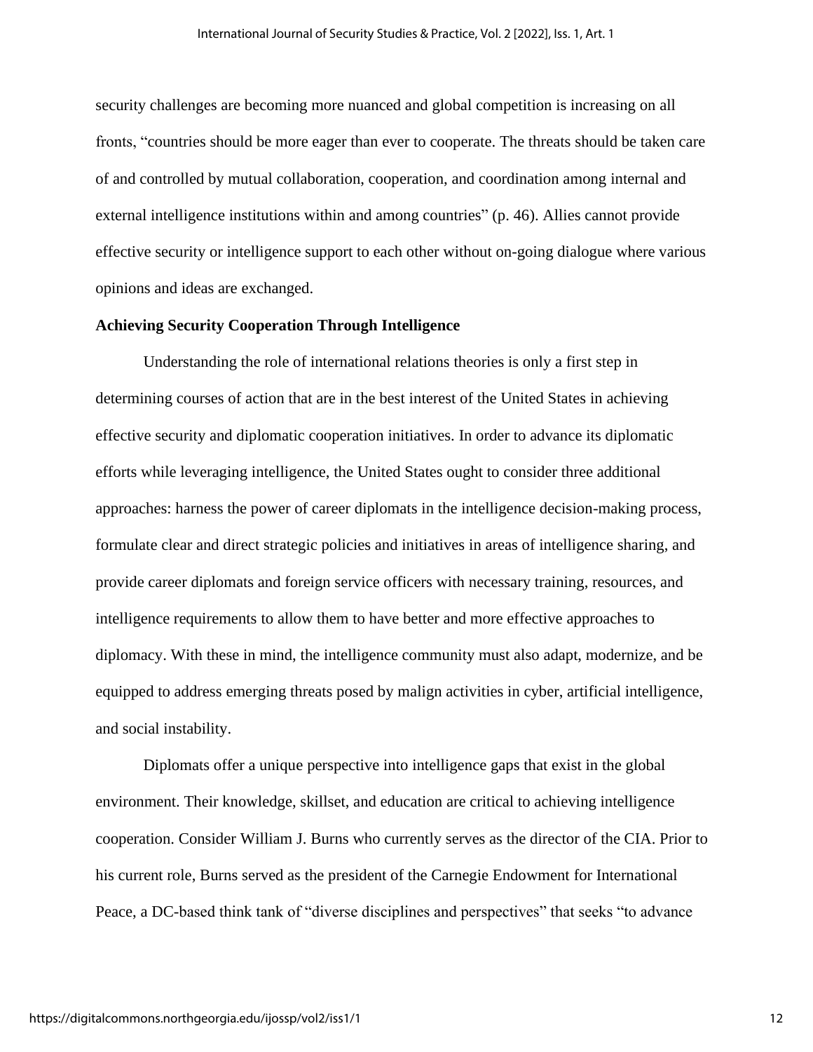security challenges are becoming more nuanced and global competition is increasing on all fronts, "countries should be more eager than ever to cooperate. The threats should be taken care of and controlled by mutual collaboration, cooperation, and coordination among internal and external intelligence institutions within and among countries" (p. 46). Allies cannot provide effective security or intelligence support to each other without on-going dialogue where various opinions and ideas are exchanged.

**Achieving Security Cooperation Through Intelligence**

Understanding the role of international relations theories is only a first step in determining courses of action that are in the best interest of the United States in achieving effective security and diplomatic cooperation initiatives. In order to advance its diplomatic efforts while leveraging intelligence, the United States ought to consider three additional approaches: harness the power of career diplomats in the intelligence decision-making process, formulate clear and direct strategic policies and initiatives in areas of intelligence sharing, and provide career diplomats and foreign service officers with necessary training, resources, and intelligence requirements to allow them to have better and more effective approaches to diplomacy. With these in mind, the intelligence community must also adapt, modernize, and be equipped to address emerging threats posed by malign activities in cyber, artificial intelligence, and social instability.

Diplomats offer a unique perspective into intelligence gaps that exist in the global environment. Their knowledge, skillset, and education are critical to achieving intelligence cooperation. Consider William J. Burns who currently serves as the director of the CIA. Prior to his current role, Burns served as the president of the Carnegie Endowment for International Peace, a DC-based think tank of "diverse disciplines and perspectives" that seeks "to advance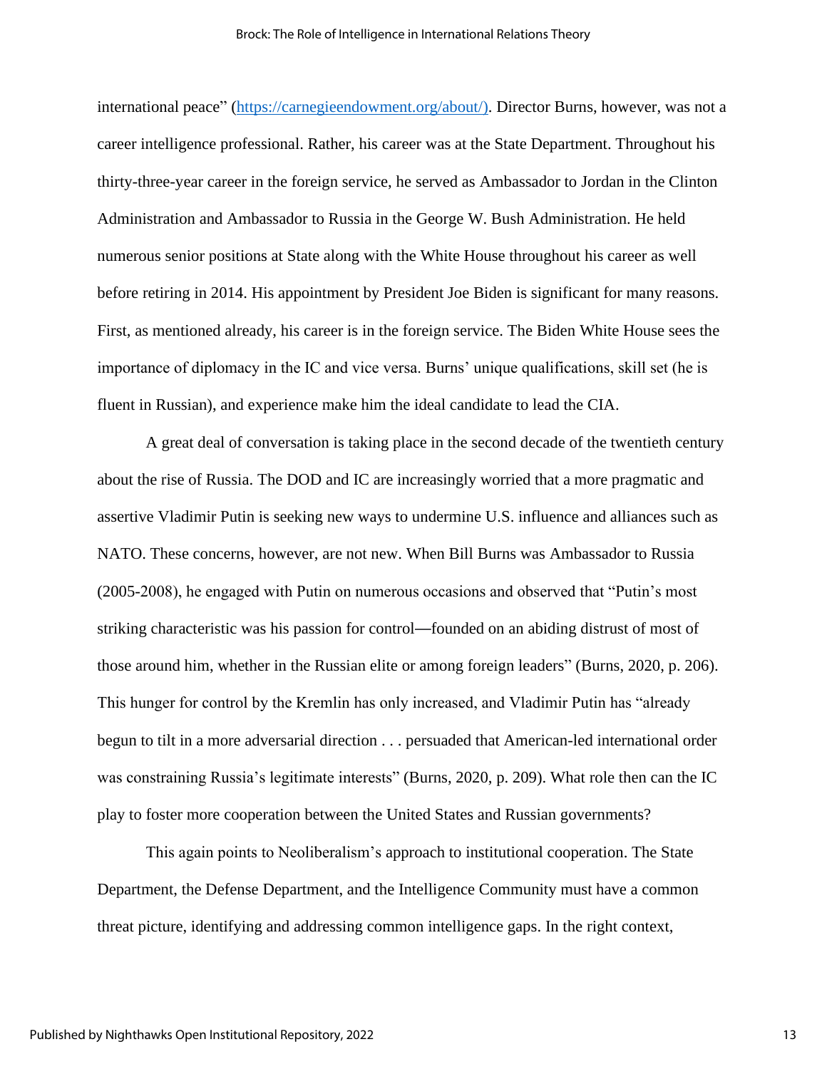international peace" ([https://carnegieendowment.org/about/)](https://carnegieendowment.org/about/)). Director Burns, however, was not a career intelligence professional. Rather, his career was at the State Department. Throughout his thirty-three-year career in the foreign service, he served as Ambassador to Jordan in the Clinton Administration and Ambassador to Russia in the George W. Bush Administration. He held numerous senior positions at State along with the White House throughout his career as well before retiring in 2014. His appointment by President Joe Biden is significant for many reasons. First, as mentioned already, his career is in the foreign service. The Biden White House sees the importance of diplomacy in the IC and vice versa. Burns' unique qualifications, skill set (he is fluent in Russian), and experience make him the ideal candidate to lead the CIA.

A great deal of conversation is taking place in the second decade of the twentieth century about the rise of Russia. The DOD and IC are increasingly worried that a more pragmatic and assertive Vladimir Putin is seeking new ways to undermine U.S. influence and alliances such as NATO. These concerns, however, are not new. When Bill Burns was Ambassador to Russia (2005-2008), he engaged with Putin on numerous occasions and observed that "Putin's most striking characteristic was his passion for control—founded on an abiding distrust of most of those around him, whether in the Russian elite or among foreign leaders" (Burns, 2020, p. 206). This hunger for control by the Kremlin has only increased, and Vladimir Putin has "already begun to tilt in a more adversarial direction . . . persuaded that American-led international order was constraining Russia's legitimate interests" (Burns, 2020, p. 209). What role then can the IC play to foster more cooperation between the United States and Russian governments?

This again points to Neoliberalism's approach to institutional cooperation. The State Department, the Defense Department, and the Intelligence Community must have a common threat picture, identifying and addressing common intelligence gaps. In the right context,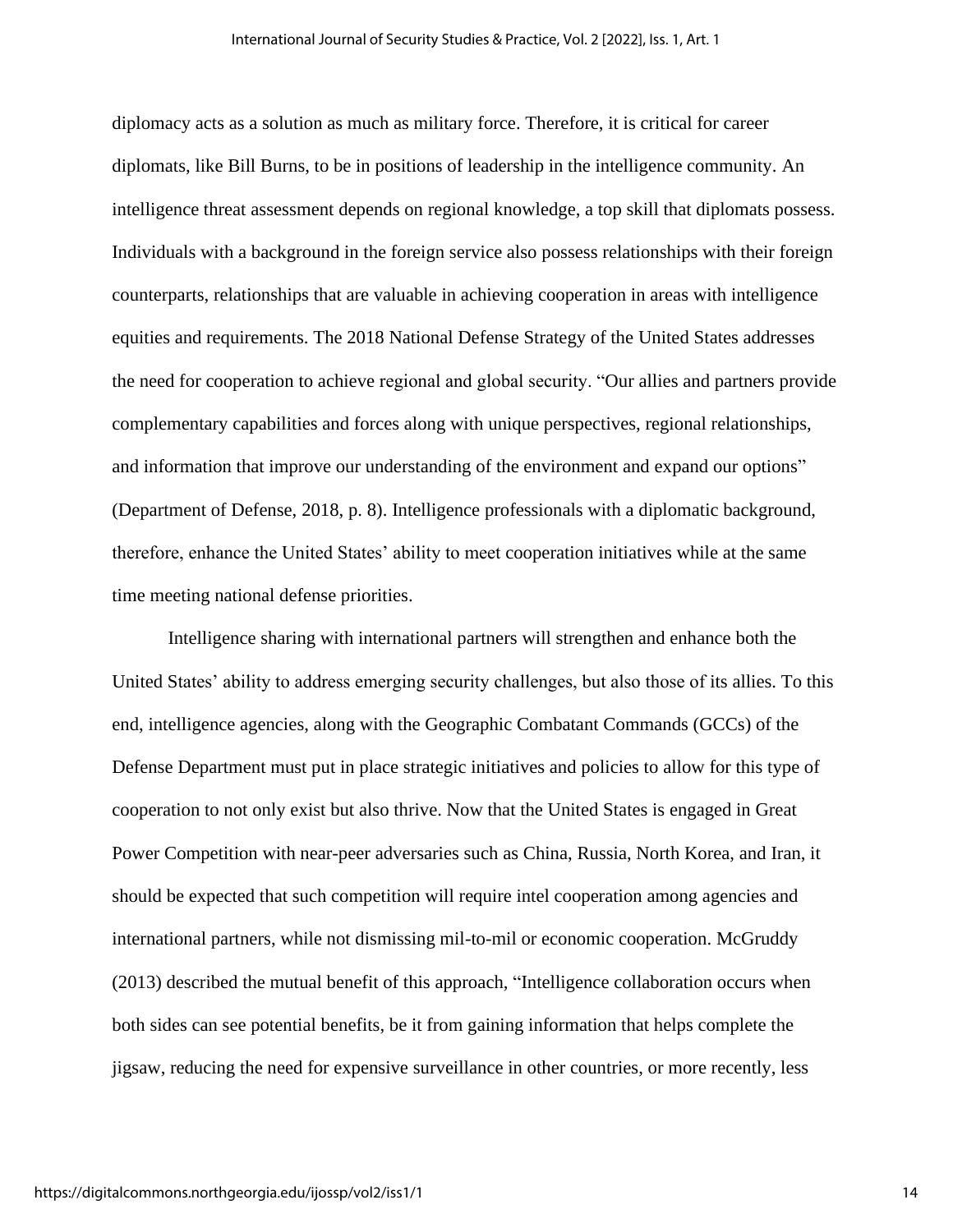diplomacy acts as a solution as much as military force. Therefore, it is critical for career diplomats, like Bill Burns, to be in positions of leadership in the intelligence community. An intelligence threat assessment depends on regional knowledge, a top skill that diplomats possess. Individuals with a background in the foreign service also possess relationships with their foreign counterparts, relationships that are valuable in achieving cooperation in areas with intelligence equities and requirements. The 2018 National Defense Strategy of the United States addresses the need for cooperation to achieve regional and global security. "Our allies and partners provide complementary capabilities and forces along with unique perspectives, regional relationships, and information that improve our understanding of the environment and expand our options" (Department of Defense, 2018, p. 8). Intelligence professionals with a diplomatic background, therefore, enhance the United States' ability to meet cooperation initiatives while at the same time meeting national defense priorities.

Intelligence sharing with international partners will strengthen and enhance both the United States' ability to address emerging security challenges, but also those of its allies. To this end, intelligence agencies, along with the Geographic Combatant Commands (GCCs) of the Defense Department must put in place strategic initiatives and policies to allow for this type of cooperation to not only exist but also thrive. Now that the United States is engaged in Great Power Competition with near-peer adversaries such as China, Russia, North Korea, and Iran, it should be expected that such competition will require intel cooperation among agencies and international partners, while not dismissing mil-to-mil or economic cooperation. McGruddy (2013) described the mutual benefit of this approach, "Intelligence collaboration occurs when both sides can see potential benefits, be it from gaining information that helps complete the jigsaw, reducing the need for expensive surveillance in other countries, or more recently, less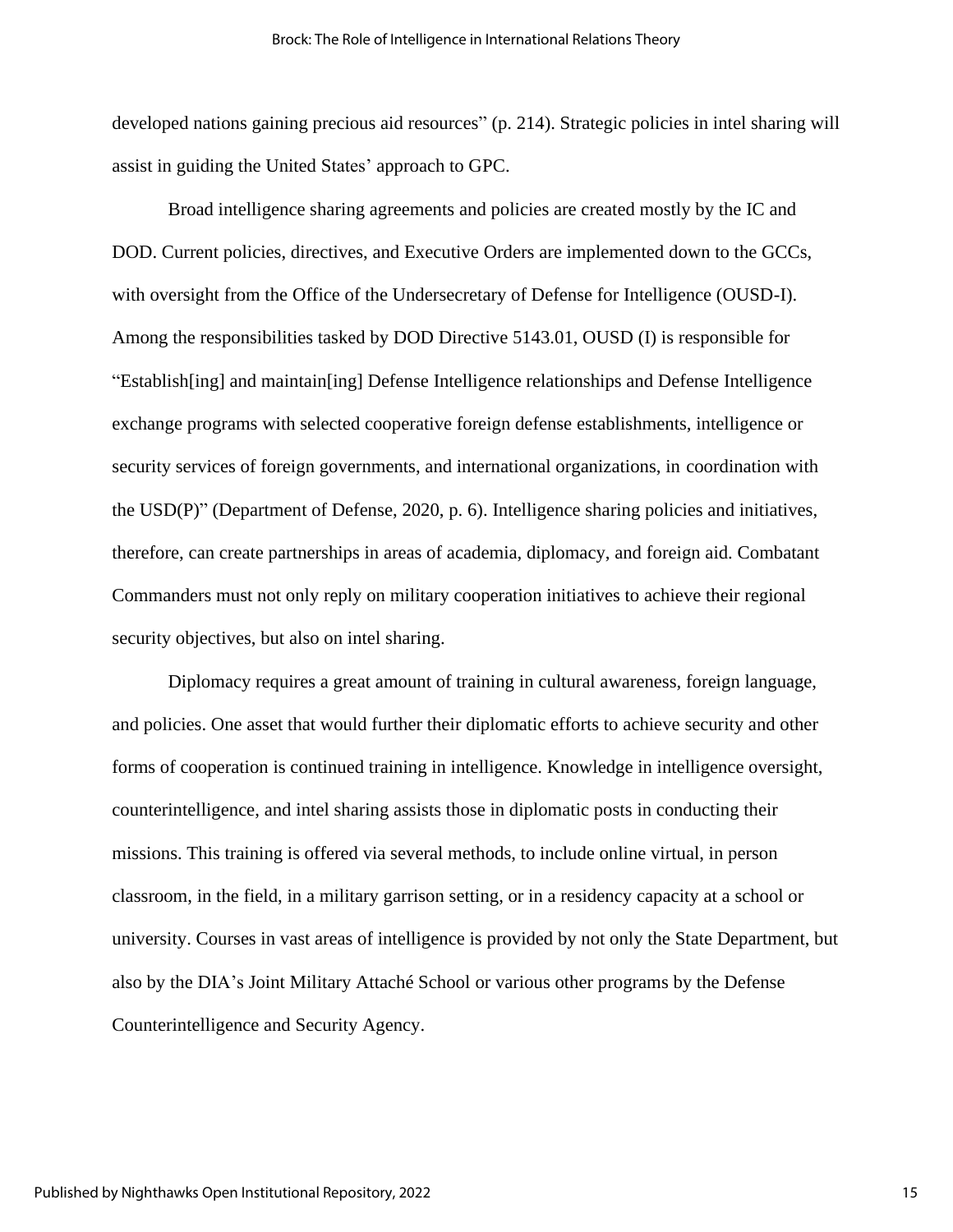developed nations gaining precious aid resources" (p. 214). Strategic policies in intel sharing will assist in guiding the United States' approach to GPC.

Broad intelligence sharing agreements and policies are created mostly by the IC and DOD. Current policies, directives, and Executive Orders are implemented down to the GCCs, with oversight from the Office of the Undersecretary of Defense for Intelligence (OUSD-I). Among the responsibilities tasked by DOD Directive 5143.01, OUSD (I) is responsible for "Establish[ing] and maintain[ing] Defense Intelligence relationships and Defense Intelligence exchange programs with selected cooperative foreign defense establishments, intelligence or security services of foreign governments, and international organizations, in coordination with the USD(P)" (Department of Defense, 2020, p. 6). Intelligence sharing policies and initiatives, therefore, can create partnerships in areas of academia, diplomacy, and foreign aid. Combatant Commanders must not only reply on military cooperation initiatives to achieve their regional security objectives, but also on intel sharing.

Diplomacy requires a great amount of training in cultural awareness, foreign language, and policies. One asset that would further their diplomatic efforts to achieve security and other forms of cooperation is continued training in intelligence. Knowledge in intelligence oversight, counterintelligence, and intel sharing assists those in diplomatic posts in conducting their missions. This training is offered via several methods, to include online virtual, in person classroom, in the field, in a military garrison setting, or in a residency capacity at a school or university. Courses in vast areas of intelligence is provided by not only the State Department, but also by the DIA's Joint Military Attaché School or various other programs by the Defense Counterintelligence and Security Agency.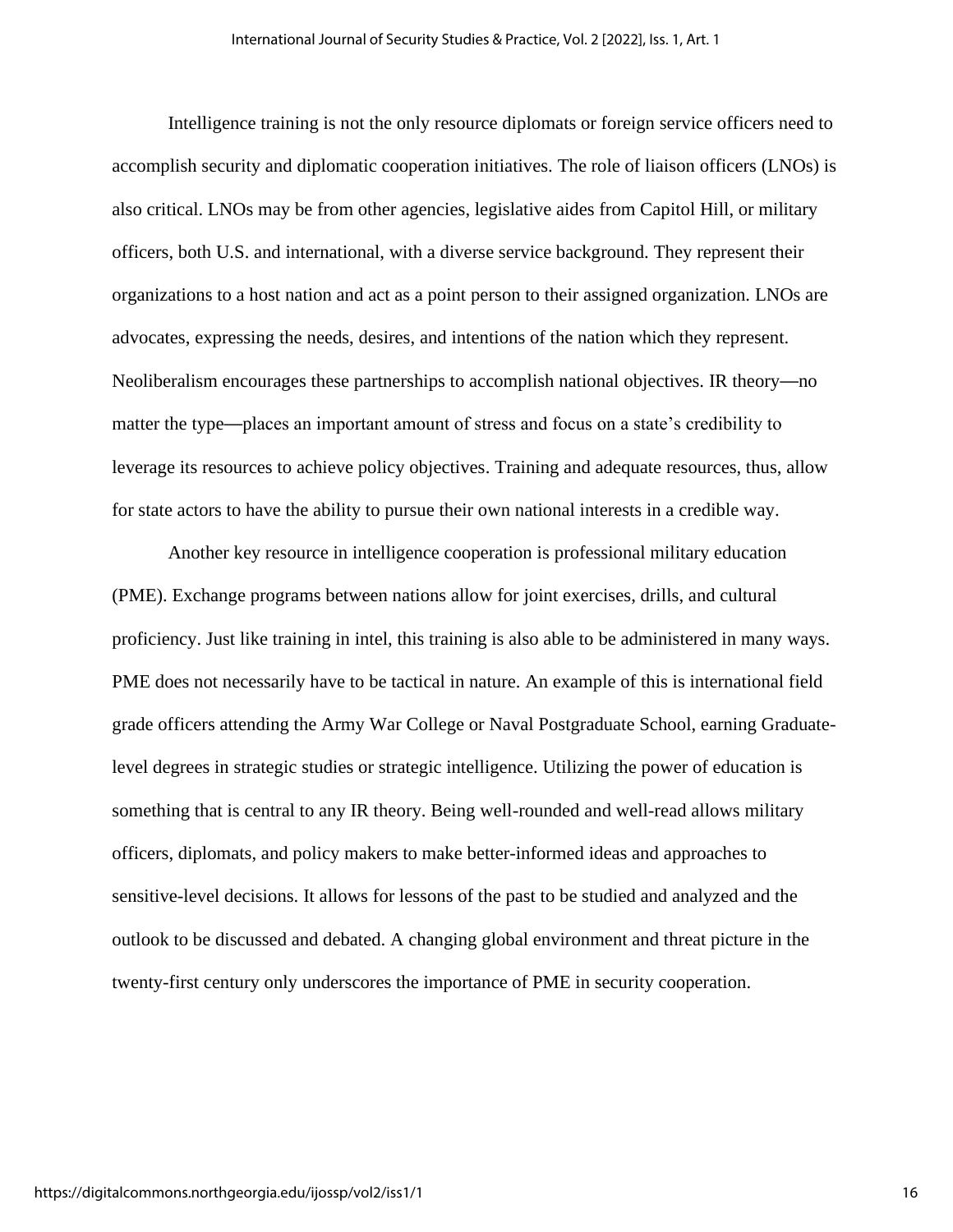Intelligence training is not the only resource diplomats or foreign service officers need to accomplish security and diplomatic cooperation initiatives. The role of liaison officers (LNOs) is also critical. LNOs may be from other agencies, legislative aides from Capitol Hill, or military officers, both U.S. and international, with a diverse service background. They represent their organizations to a host nation and act as a point person to their assigned organization. LNOs are advocates, expressing the needs, desires, and intentions of the nation which they represent. Neoliberalism encourages these partnerships to accomplish national objectives. IR theory—no matter the type—places an important amount of stress and focus on a state's credibility to leverage its resources to achieve policy objectives. Training and adequate resources, thus, allow for state actors to have the ability to pursue their own national interests in a credible way.

Another key resource in intelligence cooperation is professional military education (PME). Exchange programs between nations allow for joint exercises, drills, and cultural proficiency. Just like training in intel, this training is also able to be administered in many ways. PME does not necessarily have to be tactical in nature. An example of this is international field grade officers attending the Army War College or Naval Postgraduate School, earning Graduate-level degrees in strategic studies or strategic intelligence. Utilizing the power of education is something that is central to any IR theory. Being well-rounded and well-read allows military officers, diplomats, and policy makers to make better-informed ideas and approaches to sensitive-level decisions. It allows for lessons of the past to be studied and analyzed and the outlook to be discussed and debated. A changing global environment and threat picture in the twenty-first century only underscores the importance of PME in security cooperation.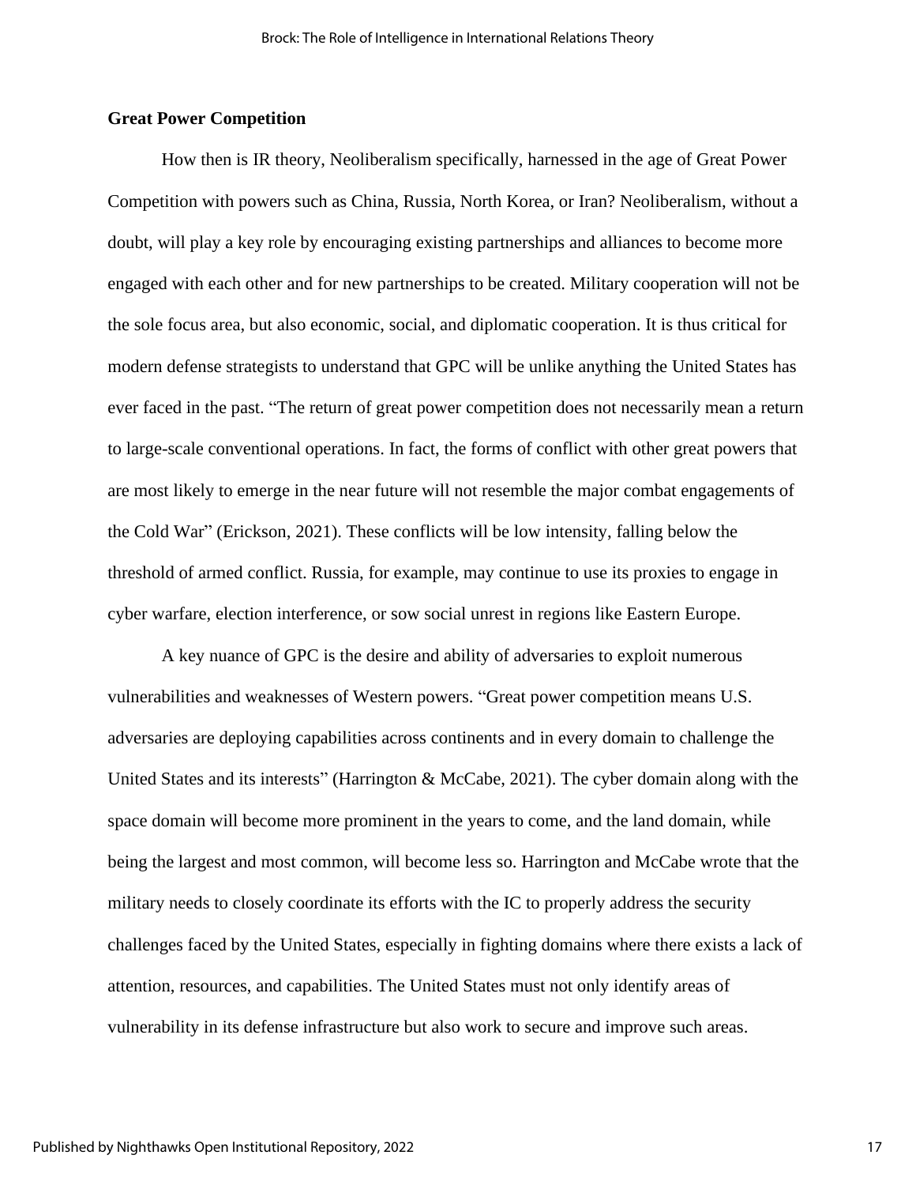## Great Power Competition

How then is IR theory, Neoliberalism specifically, harnessed in the age of Great Power Competition with powers such as China, Russia, North Korea, or Iran? Neoliberalism, without a doubt, will play a key role by encouraging existing partnerships and alliances to become more engaged with each other and for new partnerships to be created. Military cooperation will not be the sole focus area, but also economic, social, and diplomatic cooperation. It is thus critical for modern defense strategists to understand that GPC will be unlike anything the United States has ever faced in the past. "The return of great power competition does not necessarily mean a return to large-scale conventional operations. In fact, the forms of conflict with other great powers that are most likely to emerge in the near future will not resemble the major combat engagements of the Cold War" (Erickson, 2021). These conflicts will be low intensity, falling below the threshold of armed conflict. Russia, for example, may continue to use its proxies to engage in cyber warfare, election interference, or sow social unrest in regions like Eastern Europe.

A key nuance of GPC is the desire and ability of adversaries to exploit numerous vulnerabilities and weaknesses of Western powers. "Great power competition means U.S. adversaries are deploying capabilities across continents and in every domain to challenge the United States and its interests" (Harrington & McCabe, 2021). The cyber domain along with the space domain will become more prominent in the years to come, and the land domain, while being the largest and most common, will become less so. Harrington and McCabe wrote that the military needs to closely coordinate its efforts with the IC to properly address the security challenges faced by the United States, especially in fighting domains where there exists a lack of attention, resources, and capabilities. The United States must not only identify areas of vulnerability in its defense infrastructure but also work to secure and improve such areas.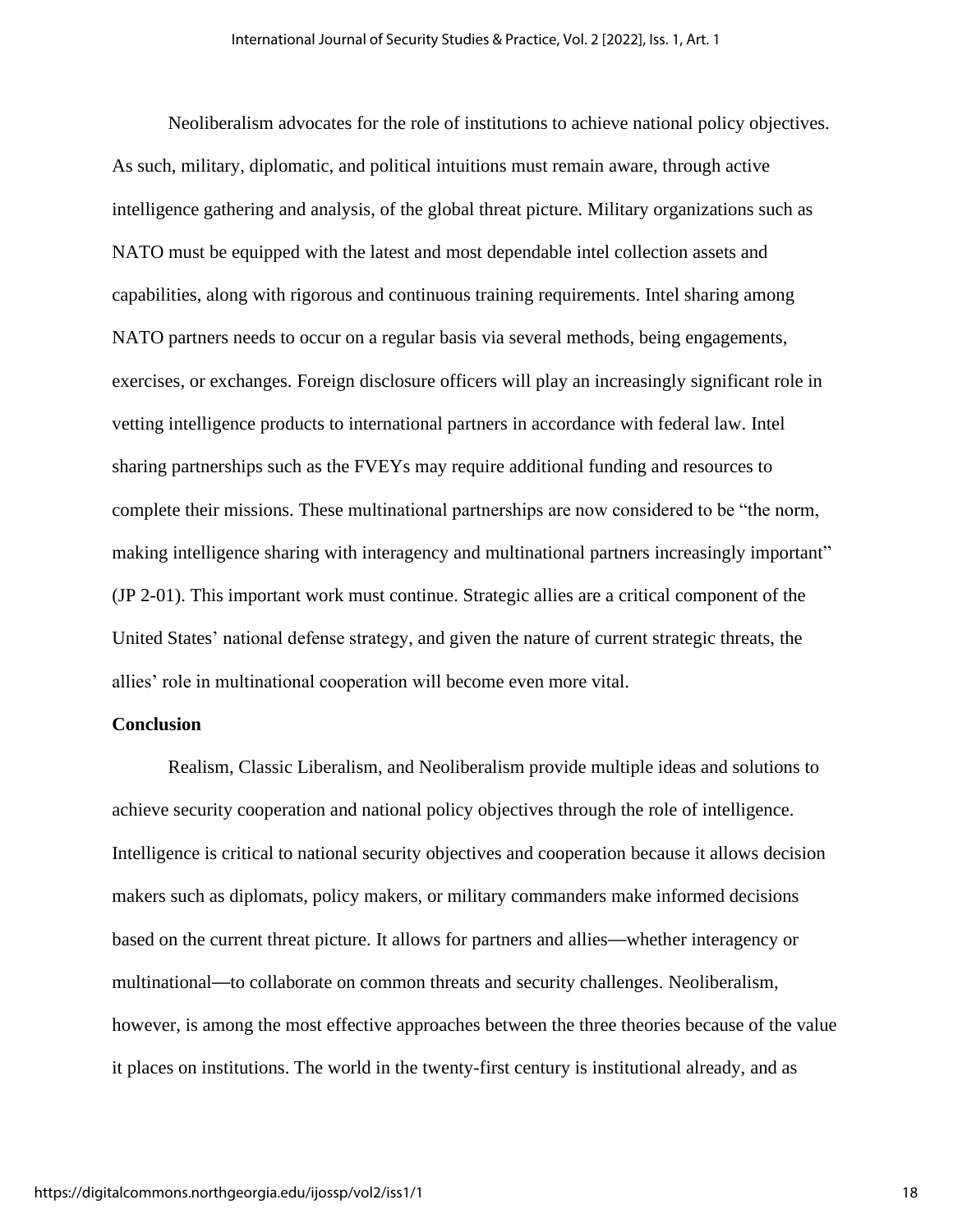Neoliberalism advocates for the role of institutions to achieve national policy objectives. As such, military, diplomatic, and political intuitions must remain aware, through active intelligence gathering and analysis, of the global threat picture. Military organizations such as NATO must be equipped with the latest and most dependable intel collection assets and capabilities, along with rigorous and continuous training requirements. Intel sharing among NATO partners needs to occur on a regular basis via several methods, being engagements, exercises, or exchanges. Foreign disclosure officers will play an increasingly significant role in vetting intelligence products to international partners in accordance with federal law. Intel sharing partnerships such as the FVEYs may require additional funding and resources to complete their missions. These multinational partnerships are now considered to be "the norm, making intelligence sharing with interagency and multinational partners increasingly important" (JP 2-01). This important work must continue. Strategic allies are a critical component of the United States' national defense strategy, and given the nature of current strategic threats, the allies' role in multinational cooperation will become even more vital.

**Conclusion**

Realism, Classic Liberalism, and Neoliberalism provide multiple ideas and solutions to achieve security cooperation and national policy objectives through the role of intelligence. Intelligence is critical to national security objectives and cooperation because it allows decision makers such as diplomats, policy makers, or military commanders make informed decisions based on the current threat picture. It allows for partners and allies—whether interagency or multinational—to collaborate on common threats and security challenges. Neoliberalism, however, is among the most effective approaches between the three theories because of the value it places on institutions. The world in the twenty-first century is institutional already, and as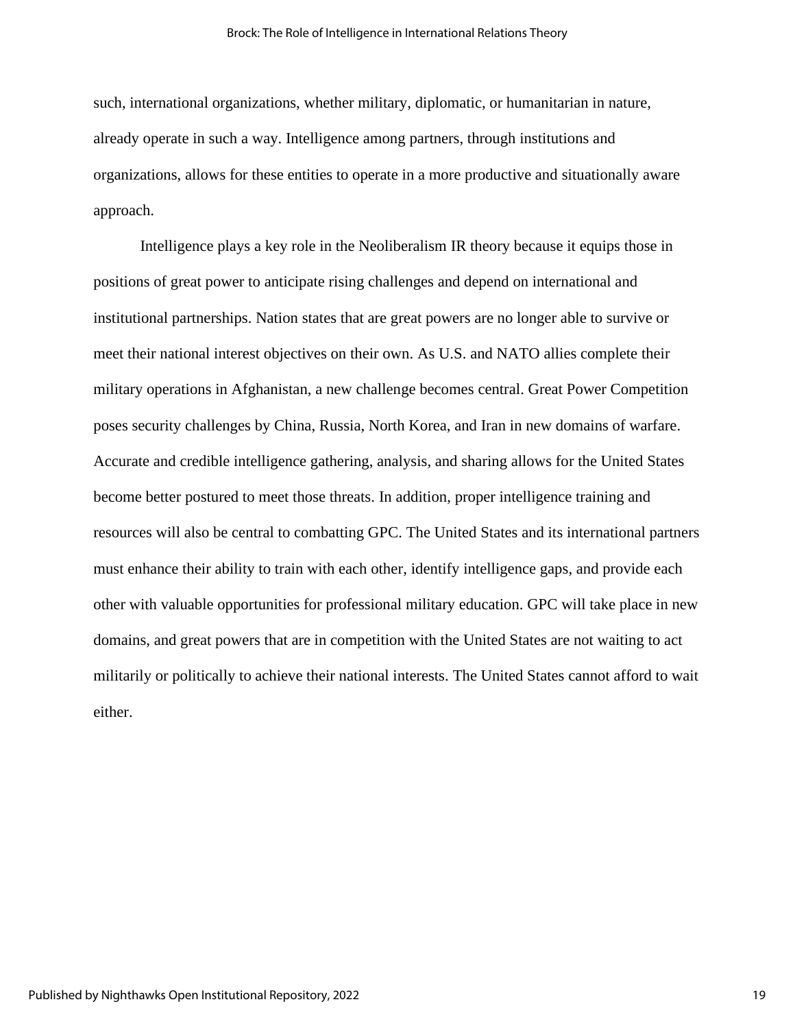such, international organizations, whether military, diplomatic, or humanitarian in nature, already operate in such a way. Intelligence among partners, through institutions and organizations, allows for these entities to operate in a more productive and situationally aware approach.

Intelligence plays a key role in the Neoliberalism IR theory because it equips those in positions of great power to anticipate rising challenges and depend on international and institutional partnerships. Nation states that are great powers are no longer able to survive or meet their national interest objectives on their own. As U.S. and NATO allies complete their military operations in Afghanistan, a new challenge becomes central. Great Power Competition poses security challenges by China, Russia, North Korea, and Iran in new domains of warfare. Accurate and credible intelligence gathering, analysis, and sharing allows for the United States become better postured to meet those threats. In addition, proper intelligence training and resources will also be central to combatting GPC. The United States and its international partners must enhance their ability to train with each other, identify intelligence gaps, and provide each other with valuable opportunities for professional military education. GPC will take place in new domains, and great powers that are in competition with the United States are not waiting to act militarily or politically to achieve their national interests. The United States cannot afford to wait either.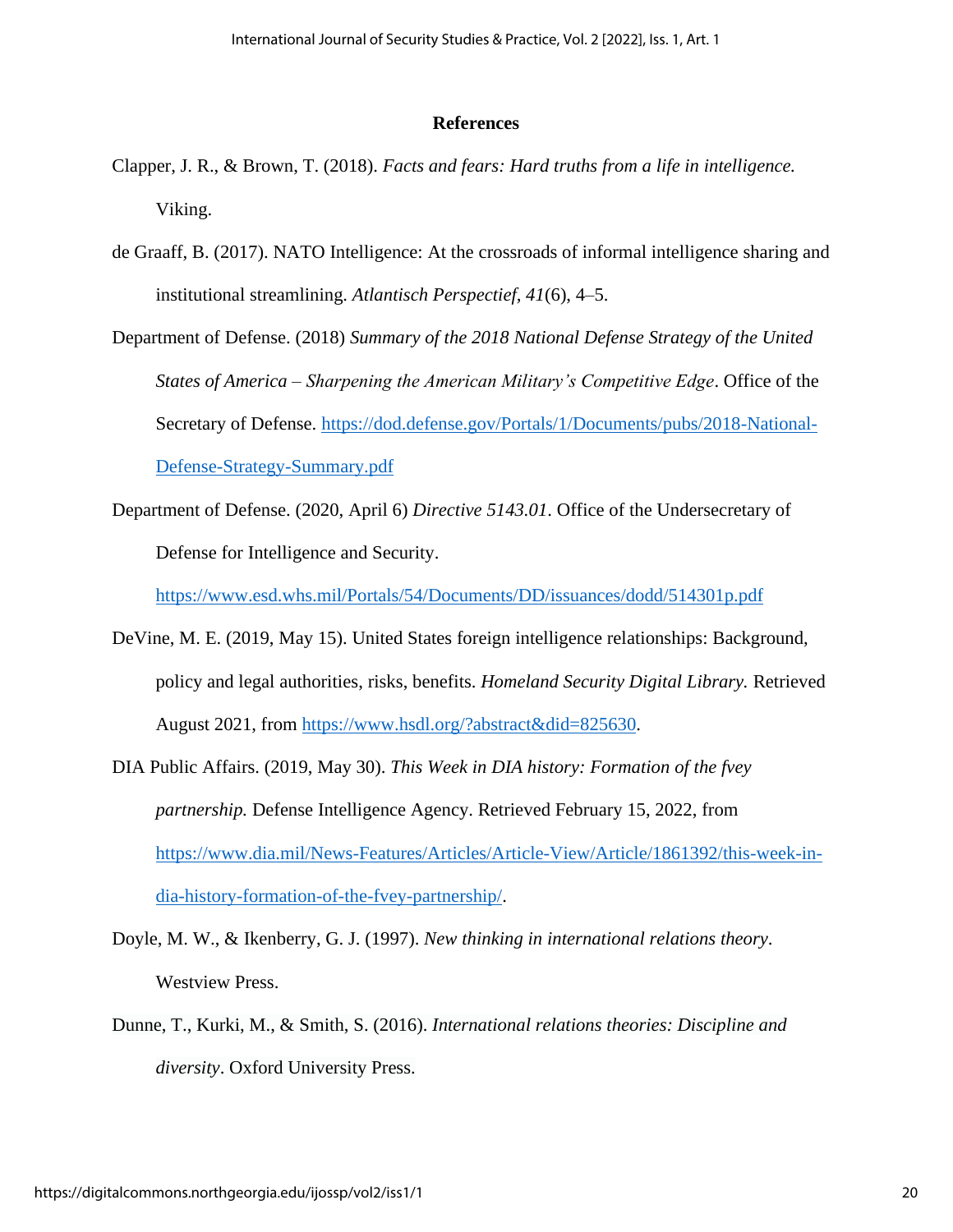## References

Clapper, J. R., & Brown, T. (2018). *Facts and fears: Hard truths from a life in intelligence.* Viking.

de Graaff, B. (2017). NATO Intelligence: At the crossroads of informal intelligence sharing and institutional streamlining. *Atlantisch Perspectief, 41*(6), 4–5.

Department of Defense. (2018) *Summary of the 2018 National Defense Strategy of the United States of America – Sharpening the American Military's Competitive Edge*. Office of the Secretary of Defense. https://dod.defense.gov/Portals/1/Documents/pubs/2018-National-Defense-Strategy-Summary.pdf

Department of Defense. (2020, April 6) *Directive 5143.01*. Office of the Undersecretary of Defense for Intelligence and Security. https://www.esd.whs.mil/Portals/54/Documents/DD/issuances/dodd/514301p.pdf

DeVine, M. E. (2019, May 15). United States foreign intelligence relationships: Background, policy and legal authorities, risks, benefits. *Homeland Security Digital Library.* Retrieved August 2021, from https://www.hsdl.org/?abstract&did=825630.

DIA Public Affairs. (2019, May 30). *This Week in DIA history: Formation of the fvey partnership.* Defense Intelligence Agency. Retrieved February 15, 2022, from https://www.dia.mil/News-Features/Articles/Article-View/Article/1861392/this-week-in-dia-history-formation-of-the-fvey-partnership/.

Doyle, M. W., & Ikenberry, G. J. (1997). *New thinking in international relations theory*. Westview Press.

Dunne, T., Kurki, M., & Smith, S. (2016). *International relations theories: Discipline and diversity*. Oxford University Press.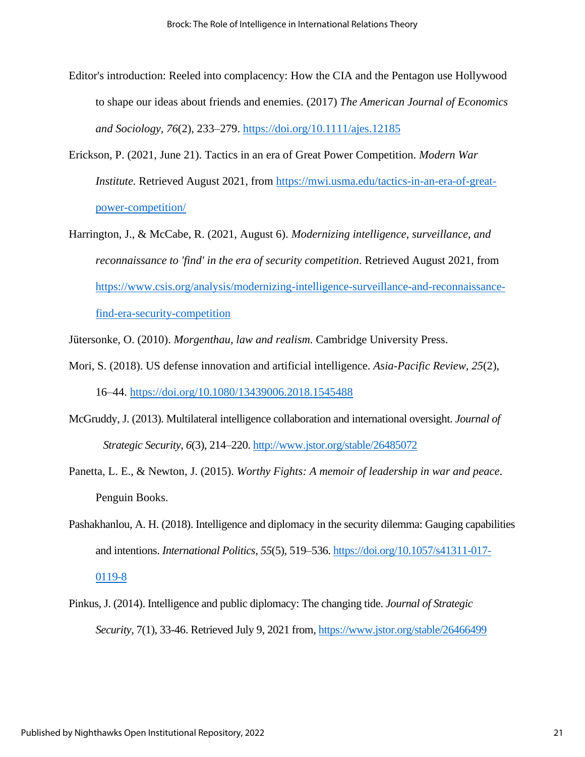Editor's introduction: Reeled into complacency: How the CIA and the Pentagon use Hollywood to shape our ideas about friends and enemies. (2017) *The American Journal of Economics and Sociology, 76*(2), 233–279. https://doi.org/10.1111/ajes.12185

Erickson, P. (2021, June 21). Tactics in an era of Great Power Competition. *Modern War Institute.* Retrieved August 2021, from https://mwi.usma.edu/tactics-in-an-era-of-great-power-competition/

Harrington, J., & McCabe, R. (2021, August 6). *Modernizing intelligence, surveillance, and reconnaissance to 'find' in the era of security competition*. Retrieved August 2021, from https://www.csis.org/analysis/modernizing-intelligence-surveillance-and-reconnaissance-find-era-security-competition

Jütersonke, O. (2010). *Morgenthau, law and realism.* Cambridge University Press.

Mori, S. (2018). US defense innovation and artificial intelligence. *Asia-Pacific Review, 25*(2), 16–44. https://doi.org/10.1080/13439006.2018.1545488

McGruddy, J. (2013). Multilateral intelligence collaboration and international oversight. *Journal of Strategic Security*, *6*(3), 214–220. http://www.jstor.org/stable/26485072

Panetta, L. E., & Newton, J. (2015). *Worthy Fights: A memoir of leadership in war and peace*. Penguin Books.

Pashakhanlou, A. H. (2018). Intelligence and diplomacy in the security dilemma: Gauging capabilities and intentions. *International Politics, 55*(5), 519–536. https://doi.org/10.1057/s41311-017-0119-8

Pinkus, J. (2014). Intelligence and public diplomacy: The changing tide. *Journal of Strategic Security,* 7(1), 33-46. Retrieved July 9, 2021 from, https://www.jstor.org/stable/26466499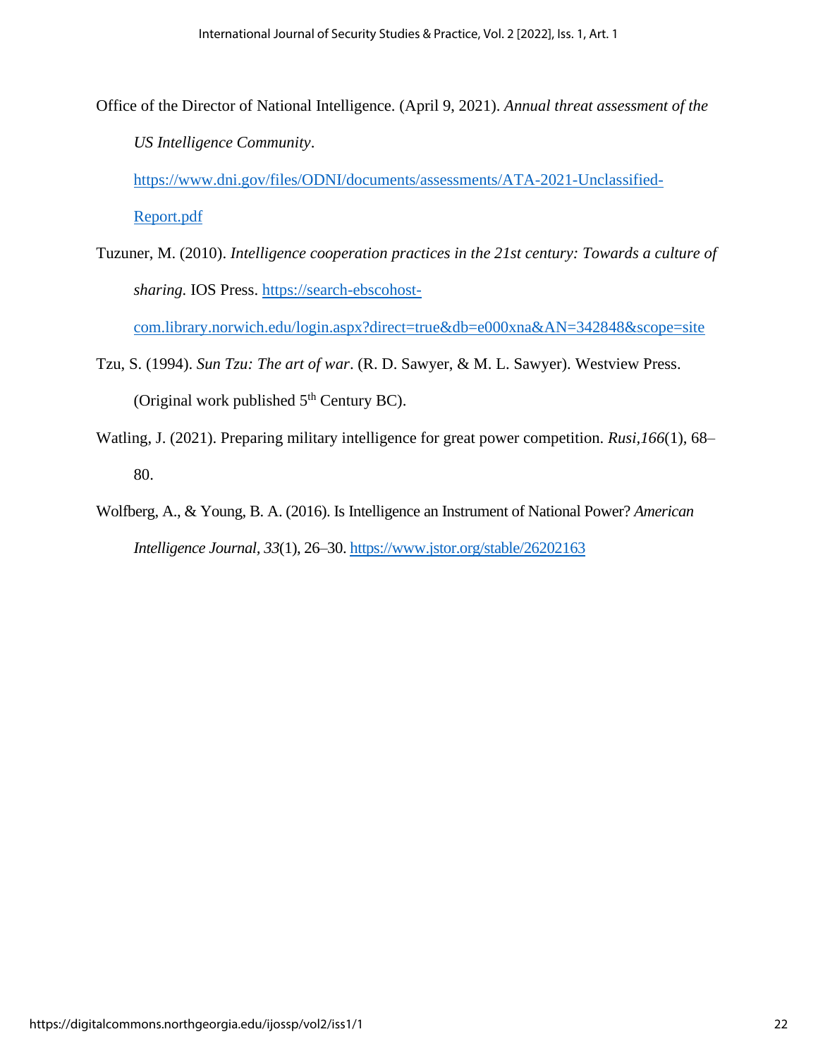Office of the Director of National Intelligence. (April 9, 2021). *Annual threat assessment of the US Intelligence Community*. https://www.dni.gov/files/ODNI/documents/assessments/ATA-2021-Unclassified-Report.pdf

Tuzuner, M. (2010). *Intelligence cooperation practices in the 21st century: Towards a culture of sharing*. IOS Press. https://search-ebscohost-com.library.norwich.edu/login.aspx?direct=true&db=e000xna&AN=342848&scope=site

Tzu, S. (1994). *Sun Tzu: The art of war*. (R. D. Sawyer, & M. L. Sawyer). Westview Press. (Original work published 5th Century BC).

Watling, J. (2021). Preparing military intelligence for great power competition. *Rusi,166*(1), 68–80.

Wolfberg, A., & Young, B. A. (2016). Is Intelligence an Instrument of National Power? *American Intelligence Journal, 33*(1), 26–30. https://www.jstor.org/stable/26202163